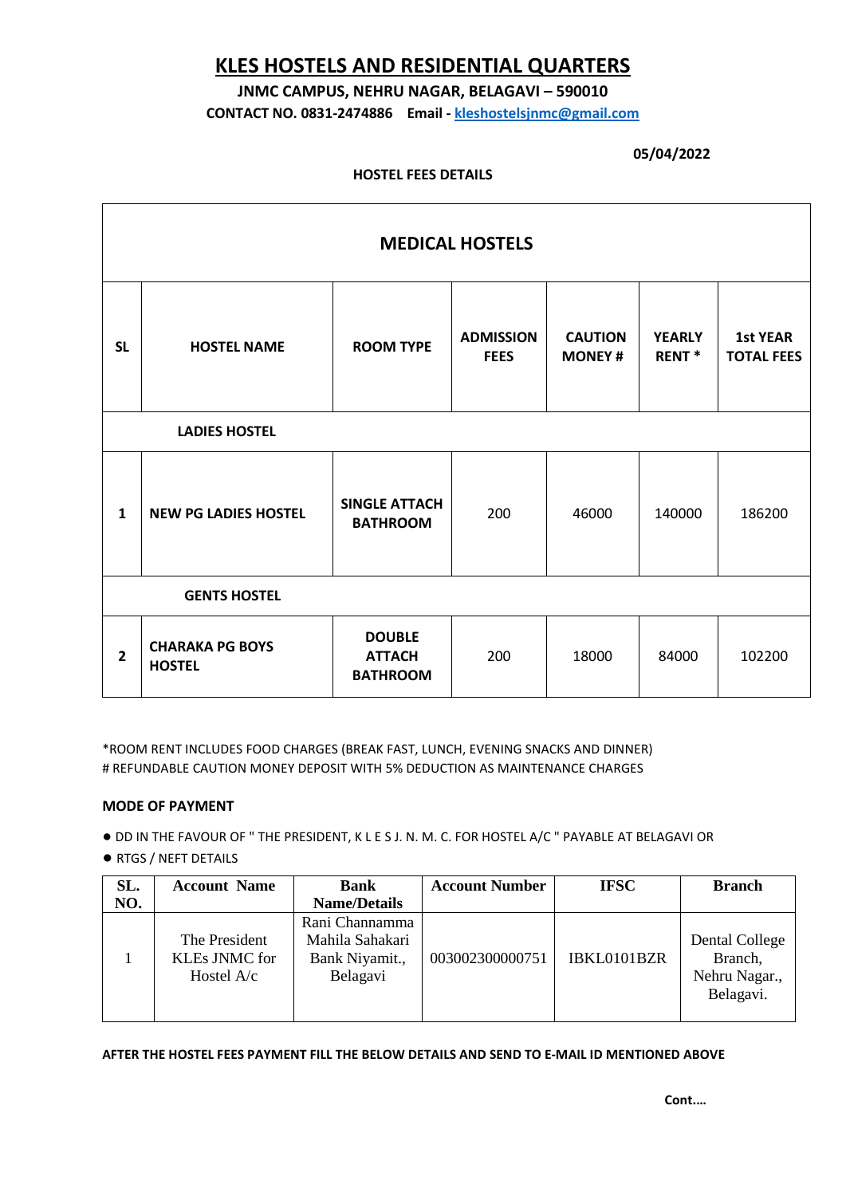# KLES HOSTELS AND RESIDENTIAL QUARTERS

**JNMC CAMPUS, NEHRU NAGAR, BELAGAVI – 590010**

**CONTACT NO. 0831-2474886 Email - kleshostelsjnmc@gmail.com**

**05/04/2022**

**HOSTEL FEES DETAILS**

| MEDICAL HOSTELS | | | | | | |
|---|---|---|---|---|---|---|
| **SL** | **HOSTEL NAME** | **ROOM TYPE** | **ADMISSION FEES** | **CAUTION MONEY #** | **YEARLY RENT *** | **1st YEAR TOTAL FEES** |
| **LADIES HOSTEL** | | | | | | |
| **1** | **NEW PG LADIES HOSTEL** | **SINGLE ATTACH BATHROOM** | 200 | 46000 | 140000 | 186200 |
| **GENTS HOSTEL** | | | | | | |
| **2** | **CHARAKA PG BOYS HOSTEL** | **DOUBLE ATTACH BATHROOM** | 200 | 18000 | 84000 | 102200 |

*ROOM RENT INCLUDES FOOD CHARGES (BREAK FAST, LUNCH, EVENING SNACKS AND DINNER)
# REFUNDABLE CAUTION MONEY DEPOSIT WITH 5% DEDUCTION AS MAINTENANCE CHARGES

**MODE OF PAYMENT**

- DD IN THE FAVOUR OF " THE PRESIDENT, K L E S J. N. M. C. FOR HOSTEL A/C " PAYABLE AT BELAGAVI OR
- RTGS / NEFT DETAILS

| SL. NO. | Account Name | Bank Name/Details | Account Number | IFSC | Branch |
|---|---|---|---|---|---|
| 1 | The President KLEs JNMC for Hostel A/c | Rani Channamma Mahila Sahakari Bank Niyamit., Belagavi | 003002300000751 | IBKL0101BZR | Dental College Branch, Nehru Nagar., Belagavi. |

**AFTER THE HOSTEL FEES PAYMENT FILL THE BELOW DETAILS AND SEND TO E-MAIL ID MENTIONED ABOVE**

**Cont.…**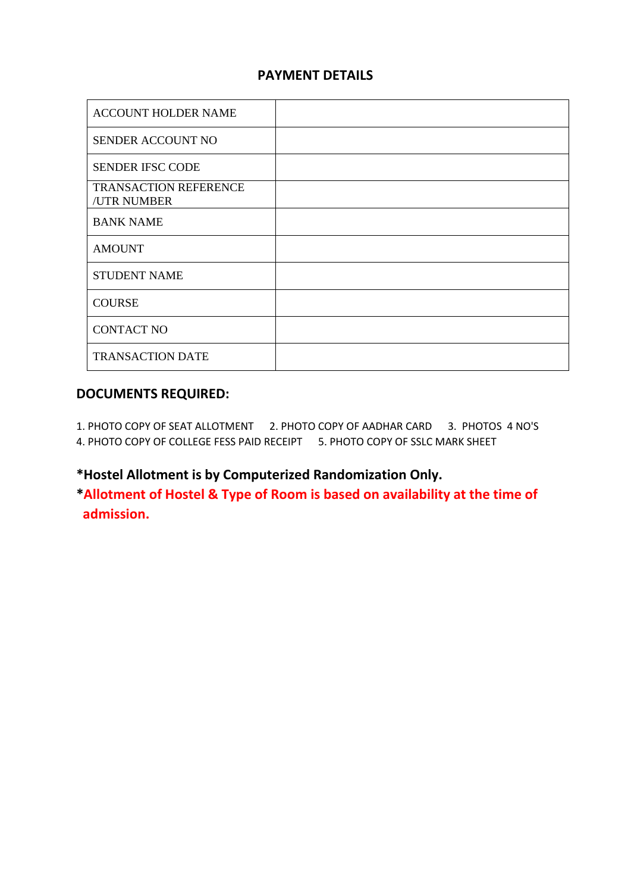## PAYMENT DETAILS

| | |
|---|---|
| ACCOUNT HOLDER NAME | |
| SENDER ACCOUNT NO | |
| SENDER IFSC CODE | |
| TRANSACTION REFERENCE /UTR NUMBER | |
| BANK NAME | |
| AMOUNT | |
| STUDENT NAME | |
| COURSE | |
| CONTACT NO | |
| TRANSACTION DATE | |

## DOCUMENTS REQUIRED:

1. PHOTO COPY OF SEAT ALLOTMENT 2. PHOTO COPY OF AADHAR CARD 3. PHOTOS 4 NO'S
4. PHOTO COPY OF COLLEGE FESS PAID RECEIPT 5. PHOTO COPY OF SSLC MARK SHEET

**\*Hostel Allotment is by Computerized Randomization Only.**

**\*Allotment of Hostel & Type of Room is based on availability at the time of admission.**